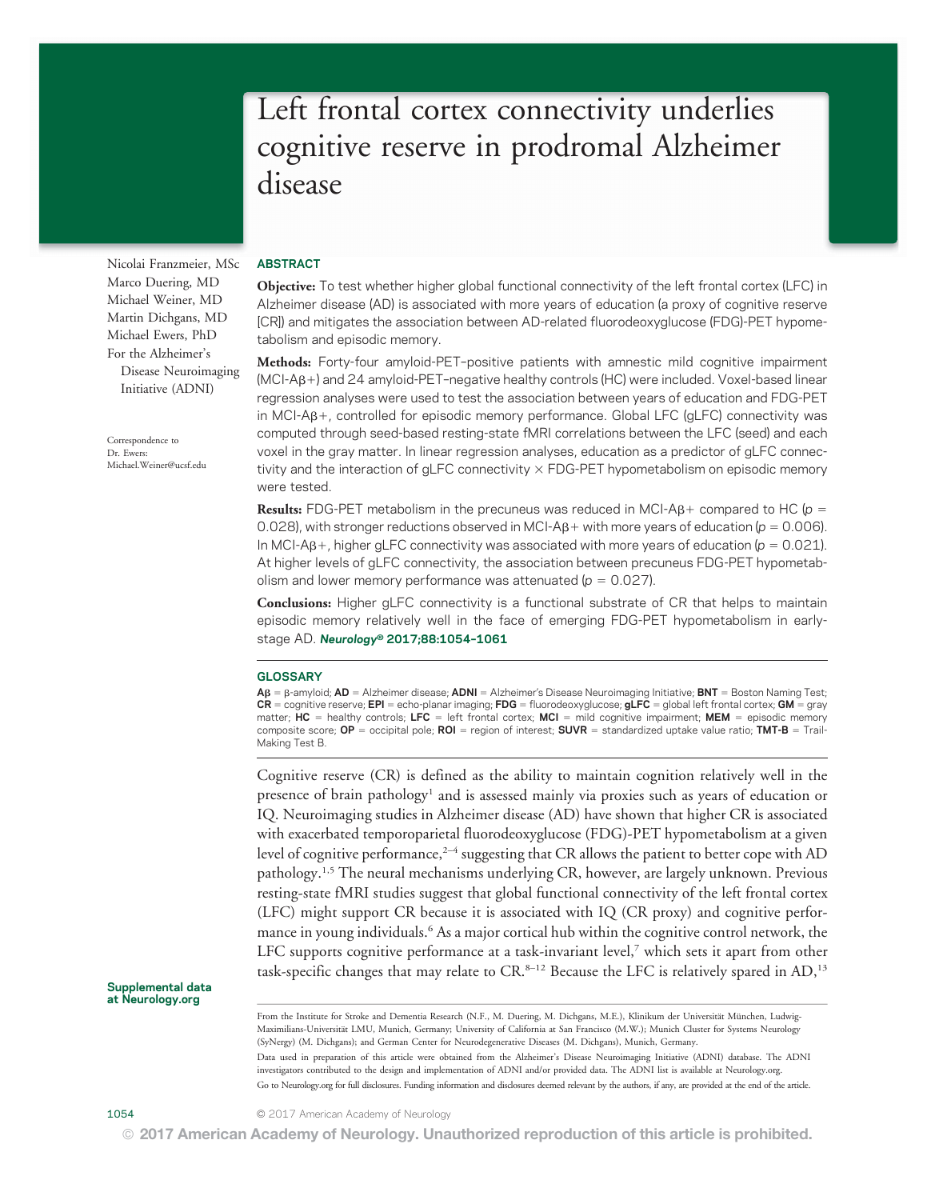# Left frontal cortex connectivity underlies cognitive reserve in prodromal Alzheimer disease

Nicolai Franzmeier, MSc
Marco Duering, MD
Michael Weiner, MD
Martin Dichgans, MD
Michael Ewers, PhD
For the Alzheimer's Disease Neuroimaging Initiative (ADNI)

Correspondence to Dr. Ewers: Michael.Weiner@ucsf.edu

## ABSTRACT

**Objective:** To test whether higher global functional connectivity of the left frontal cortex (LFC) in Alzheimer disease (AD) is associated with more years of education (a proxy of cognitive reserve [CR]) and mitigates the association between AD-related fluorodeoxyglucose (FDG)-PET hypometabolism and episodic memory.

**Methods:** Forty-four amyloid-PET–positive patients with amnestic mild cognitive impairment (MCI-Aβ+) and 24 amyloid-PET–negative healthy controls (HC) were included. Voxel-based linear regression analyses were used to test the association between years of education and FDG-PET in MCI-Aβ+, controlled for episodic memory performance. Global LFC (gLFC) connectivity was computed through seed-based resting-state fMRI correlations between the LFC (seed) and each voxel in the gray matter. In linear regression analyses, education as a predictor of gLFC connectivity and the interaction of gLFC connectivity × FDG-PET hypometabolism on episodic memory were tested.

**Results:** FDG-PET metabolism in the precuneus was reduced in MCI-Aβ+ compared to HC ($p = 0.028$), with stronger reductions observed in MCI-Aβ+ with more years of education ($p = 0.006$). In MCI-Aβ+, higher gLFC connectivity was associated with more years of education ($p = 0.021$). At higher levels of gLFC connectivity, the association between precuneus FDG-PET hypometabolism and lower memory performance was attenuated ($p = 0.027$).

**Conclusions:** Higher gLFC connectivity is a functional substrate of CR that helps to maintain episodic memory relatively well in the face of emerging FDG-PET hypometabolism in early-stage AD. *Neurology®* **2017;88:1054–1061**

## GLOSSARY

**Aβ** = β-amyloid; **AD** = Alzheimer disease; **ADNI** = Alzheimer's Disease Neuroimaging Initiative; **BNT** = Boston Naming Test; **CR** = cognitive reserve; **EPI** = echo-planar imaging; **FDG** = fluorodeoxyglucose; **gLFC** = global left frontal cortex; **GM** = gray matter; **HC** = healthy controls; **LFC** = left frontal cortex; **MCI** = mild cognitive impairment; **MEM** = episodic memory composite score; **OP** = occipital pole; **ROI** = region of interest; **SUVR** = standardized uptake value ratio; **TMT-B** = Trail-Making Test B.

Cognitive reserve (CR) is defined as the ability to maintain cognition relatively well in the presence of brain pathology[1] and is assessed mainly via proxies such as years of education or IQ. Neuroimaging studies in Alzheimer disease (AD) have shown that higher CR is associated with exacerbated temporoparietal fluorodeoxyglucose (FDG)-PET hypometabolism at a given level of cognitive performance,[2–4] suggesting that CR allows the patient to better cope with AD pathology.[1,5] The neural mechanisms underlying CR, however, are largely unknown. Previous resting-state fMRI studies suggest that global functional connectivity of the left frontal cortex (LFC) might support CR because it is associated with IQ (CR proxy) and cognitive performance in young individuals.[6] As a major cortical hub within the cognitive control network, the LFC supports cognitive performance at a task-invariant level,[7] which sets it apart from other task-specific changes that may relate to CR.[8–12] Because the LFC is relatively spared in AD,[13]

Supplemental data at Neurology.org

From the Institute for Stroke and Dementia Research (N.F., M. Duering, M. Dichgans, M.E.), Klinikum der Universität München, Ludwig-Maximilians-Universität LMU, Munich, Germany; University of California at San Francisco (M.W.); Munich Cluster for Systems Neurology (SyNergy) (M. Dichgans); and German Center for Neurodegenerative Diseases (M. Dichgans), Munich, Germany.

Data used in preparation of this article were obtained from the Alzheimer's Disease Neuroimaging Initiative (ADNI) database. The ADNI investigators contributed to the design and implementation of ADNI and/or provided data. The ADNI list is available at Neurology.org.

Go to Neurology.org for full disclosures. Funding information and disclosures deemed relevant by the authors, if any, are provided at the end of the article.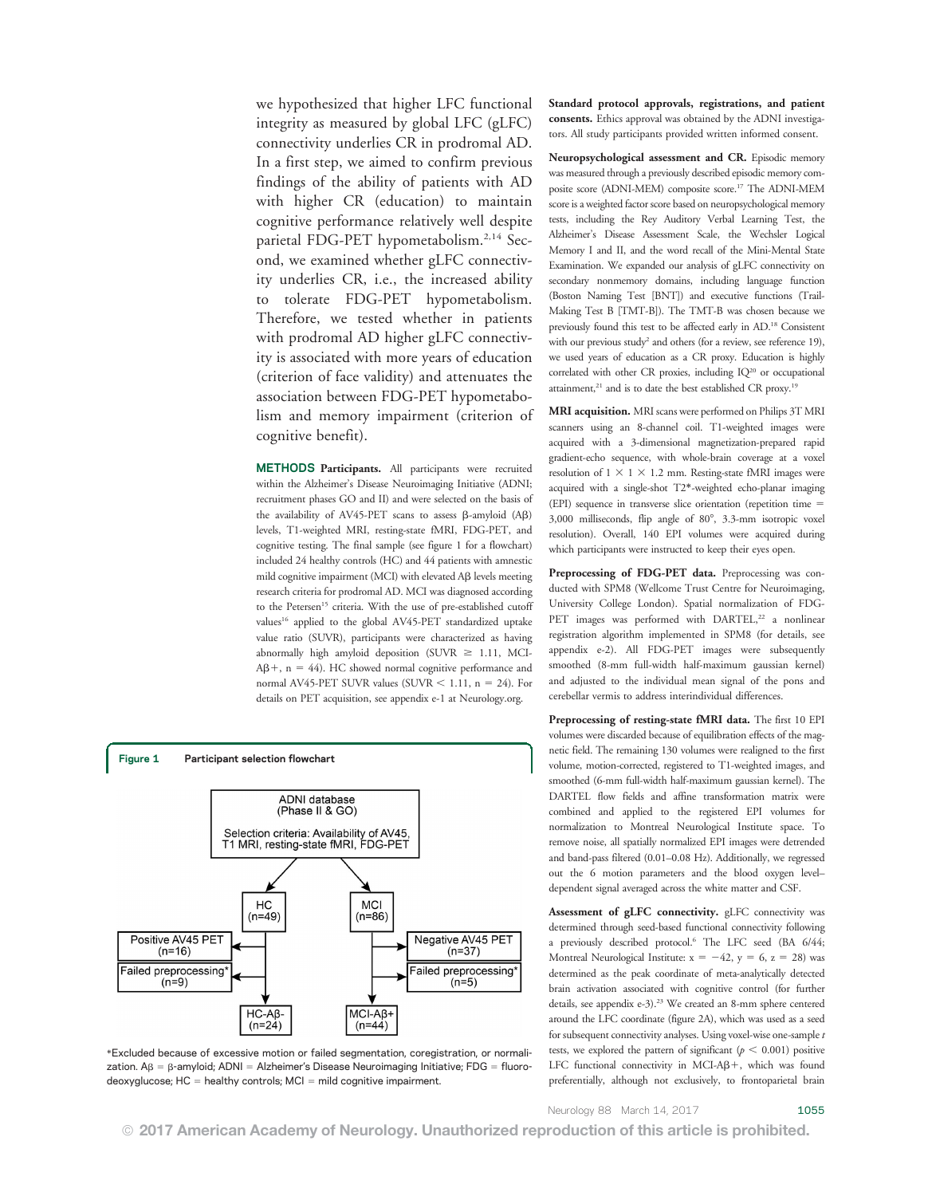we hypothesized that higher LFC functional integrity as measured by global LFC (gLFC) connectivity underlies CR in prodromal AD. In a first step, we aimed to confirm previous findings of the ability of patients with AD with higher CR (education) to maintain cognitive performance relatively well despite parietal FDG-PET hypometabolism.[2,14] Second, we examined whether gLFC connectivity underlies CR, i.e., the increased ability to tolerate FDG-PET hypometabolism. Therefore, we tested whether in patients with prodromal AD higher gLFC connectivity is associated with more years of education (criterion of face validity) and attenuates the association between FDG-PET hypometabolism and memory impairment (criterion of cognitive benefit).

## METHODS

**Participants.** All participants were recruited within the Alzheimer's Disease Neuroimaging Initiative (ADNI; recruitment phases GO and II) and were selected on the basis of the availability of AV45-PET scans to assess β-amyloid (Aβ) levels, T1-weighted MRI, resting-state fMRI, FDG-PET, and cognitive testing. The final sample (see figure 1 for a flowchart) included 24 healthy controls (HC) and 44 patients with amnestic mild cognitive impairment (MCI) with elevated Aβ levels meeting research criteria for prodromal AD. MCI was diagnosed according to the Petersen[15] criteria. With the use of pre-established cutoff values[16] applied to the global AV45-PET standardized uptake value ratio (SUVR), participants were characterized as having abnormally high amyloid deposition (SUVR $\geq$ 1.11, MCI-Aβ+, n = 44). HC showed normal cognitive performance and normal AV45-PET SUVR values (SUVR $<$ 1.11, n = 24). For details on PET acquisition, see appendix e-1 at Neurology.org.

**Figure 1** Participant selection flowchart

ADNI database (Phase II & GO) — Selection criteria: Availability of AV45, T1 MRI, resting-state fMRI, FDG-PET

HC (n=49) → Positive AV45 PET (n=16); Failed preprocessing* (n=9) → HC-Aβ- (n=24)

MCI (n=86) → Negative AV45 PET (n=37); Failed preprocessing* (n=5) → MCI-Aβ+ (n=44)

*Excluded because of excessive motion or failed segmentation, coregistration, or normalization. Aβ = β-amyloid; ADNI = Alzheimer's Disease Neuroimaging Initiative; FDG = fluorodeoxyglucose; HC = healthy controls; MCI = mild cognitive impairment.

**Standard protocol approvals, registrations, and patient consents.** Ethics approval was obtained by the ADNI investigators. All study participants provided written informed consent.

**Neuropsychological assessment and CR.** Episodic memory was measured through a previously described episodic memory composite score (ADNI-MEM) composite score.[17] The ADNI-MEM score is a weighted factor score based on neuropsychological memory tests, including the Rey Auditory Verbal Learning Test, the Alzheimer's Disease Assessment Scale, the Wechsler Logical Memory I and II, and the word recall of the Mini-Mental State Examination. We expanded our analysis of gLFC connectivity on secondary nonmemory domains, including language function (Boston Naming Test [BNT]) and executive functions (Trail-Making Test B [TMT-B]). The TMT-B was chosen because we previously found this test to be affected early in AD.[18] Consistent with our previous study[2] and others (for a review, see reference 19), we used years of education as a CR proxy. Education is highly correlated with other CR proxies, including IQ[20] or occupational attainment,[21] and is to date the best established CR proxy.[19]

**MRI acquisition.** MRI scans were performed on Philips 3T MRI scanners using an 8-channel coil. T1-weighted images were acquired with a 3-dimensional magnetization-prepared rapid gradient-echo sequence, with whole-brain coverage at a voxel resolution of 1 × 1 × 1.2 mm. Resting-state fMRI images were acquired with a single-shot T2*-weighted echo-planar imaging (EPI) sequence in transverse slice orientation (repetition time = 3,000 milliseconds, flip angle of 80°, 3.3-mm isotropic voxel resolution). Overall, 140 EPI volumes were acquired during which participants were instructed to keep their eyes open.

**Preprocessing of FDG-PET data.** Preprocessing was conducted with SPM8 (Wellcome Trust Centre for Neuroimaging, University College London). Spatial normalization of FDG-PET images was performed with DARTEL,[22] a nonlinear registration algorithm implemented in SPM8 (for details, see appendix e-2). All FDG-PET images were subsequently smoothed (8-mm full-width half-maximum gaussian kernel) and adjusted to the individual mean signal of the pons and cerebellar vermis to address interindividual differences.

**Preprocessing of resting-state fMRI data.** The first 10 EPI volumes were discarded because of equilibration effects of the magnetic field. The remaining 130 volumes were realigned to the first volume, motion-corrected, registered to T1-weighted images, and smoothed (6-mm full-width half-maximum gaussian kernel). The DARTEL flow fields and affine transformation matrix were combined and applied to the registered EPI volumes for normalization to Montreal Neurological Institute space. To remove noise, all spatially normalized EPI images were detrended and band-pass filtered (0.01–0.08 Hz). Additionally, we regressed out the 6 motion parameters and the blood oxygen level–dependent signal averaged across the white matter and CSF.

**Assessment of gLFC connectivity.** gLFC connectivity was determined through seed-based functional connectivity following a previously described protocol.[6] The LFC seed (BA 6/44; Montreal Neurological Institute: x = −42, y = 6, z = 28) was determined as the peak coordinate of meta-analytically detected brain activation associated with cognitive control (for further details, see appendix e-3).[23] We created an 8-mm sphere centered around the LFC coordinate (figure 2A), which was used as a seed for subsequent connectivity analyses. Using voxel-wise one-sample *t* tests, we explored the pattern of significant ($p < 0.001$) positive LFC functional connectivity in MCI-Aβ+, which was found preferentially, although not exclusively, to frontoparietal brain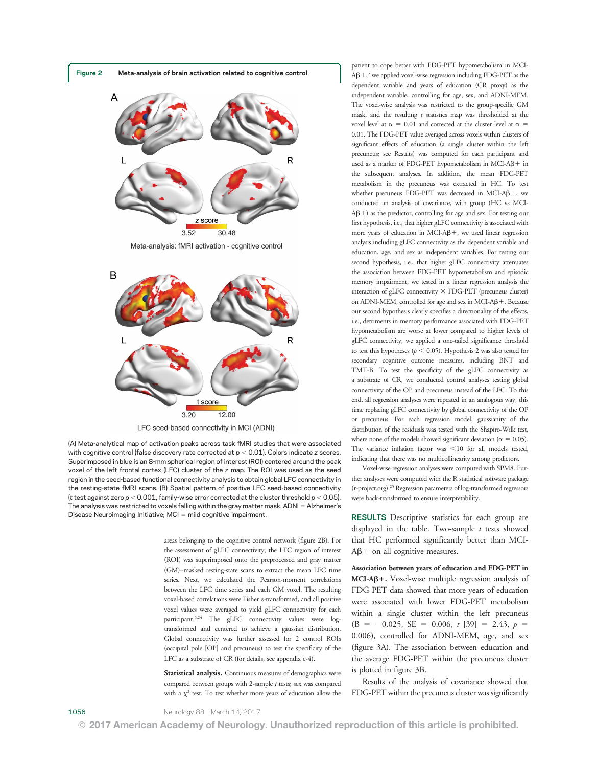**Figure 2** Meta-analysis of brain activation related to cognitive control

(A) Meta-analytical map of activation peaks across task fMRI studies that were associated with cognitive control (false discovery rate corrected at $p < 0.01$). Colors indicate z scores. Superimposed in blue is an 8-mm spherical region of interest (ROI) centered around the peak voxel of the left frontal cortex (LFC) cluster of the z map. The ROI was used as the seed region in the seed-based functional connectivity analysis to obtain global LFC connectivity in the resting-state fMRI scans. (B) Spatial pattern of positive LFC seed-based connectivity (t test against zero $p < 0.001$, family-wise error corrected at the cluster threshold $p < 0.05$). The analysis was restricted to voxels falling within the gray matter mask. ADNI = Alzheimer's Disease Neuroimaging Initiative; MCI = mild cognitive impairment.

areas belonging to the cognitive control network (figure 2B). For the assessment of gLFC connectivity, the LFC region of interest (ROI) was superimposed onto the preprocessed and gray matter (GM)–masked resting-state scans to extract the mean LFC time series. Next, we calculated the Pearson-moment correlations between the LFC time series and each GM voxel. The resulting voxel-based correlations were Fisher z-transformed, and all positive voxel values were averaged to yield gLFC connectivity for each participant.[6,24] The gLFC connectivity values were log-transformed and centered to achieve a gaussian distribution. Global connectivity was further assessed for 2 control ROIs (occipital pole [OP] and precuneus) to test the specificity of the LFC as a substrate of CR (for details, see appendix e-4).

**Statistical analysis.** Continuous measures of demographics were compared between groups with 2-sample t tests; sex was compared with a $\chi^2$ test. To test whether more years of education allow the patient to cope better with FDG-PET hypometabolism in MCI-Aβ+,[2] we applied voxel-wise regression including FDG-PET as the dependent variable and years of education (CR proxy) as the independent variable, controlling for age, sex, and ADNI-MEM. The voxel-wise analysis was restricted to the group-specific GM mask, and the resulting t statistics map was thresholded at the voxel level at $\alpha = 0.01$ and corrected at the cluster level at $\alpha = 0.01$. The FDG-PET value averaged across voxels within clusters of significant effects of education (a single cluster within the left precuneus; see Results) was computed for each participant and used as a marker of FDG-PET hypometabolism in MCI-Aβ+ in the subsequent analyses. In addition, the mean FDG-PET metabolism in the precuneus was extracted in HC. To test whether precuneus FDG-PET was decreased in MCI-Aβ+, we conducted an analysis of covariance, with group (HC vs MCI-Aβ+) as the predictor, controlling for age and sex. For testing our first hypothesis, i.e., that higher gLFC connectivity is associated with more years of education in MCI-Aβ+, we used linear regression analysis including gLFC connectivity as the dependent variable and education, age, and sex as independent variables. For testing our second hypothesis, i.e., that higher gLFC connectivity attenuates the association between FDG-PET hypometabolism and episodic memory impairment, we tested in a linear regression analysis the interaction of gLFC connectivity × FDG-PET (precuneus cluster) on ADNI-MEM, controlled for age and sex in MCI-Aβ+. Because our second hypothesis clearly specifies a directionality of the effects, i.e., detriments in memory performance associated with FDG-PET hypometabolism are worse at lower compared to higher levels of gLFC connectivity, we applied a one-tailed significance threshold to test this hypotheses ($p < 0.05$). Hypothesis 2 was also tested for secondary cognitive outcome measures, including BNT and TMT-B. To test the specificity of the gLFC connectivity as a substrate of CR, we conducted control analyses testing global connectivity of the OP and precuneus instead of the LFC. To this end, all regression analyses were repeated in an analogous way, this time replacing gLFC connectivity by global connectivity of the OP or precuneus. For each regression model, gaussianity of the distribution of the residuals was tested with the Shapiro-Wilk test, where none of the models showed significant deviation ($\alpha = 0.05$). The variance inflation factor was <10 for all models tested, indicating that there was no multicollinearity among predictors.

Voxel-wise regression analyses were computed with SPM8. Further analyses were computed with the R statistical software package (r-project.org).[25] Regression parameters of log-transformed regressors were back-transformed to ensure interpretability.

## RESULTS

Descriptive statistics for each group are displayed in the table. Two-sample t tests showed that HC performed significantly better than MCI-Aβ+ on all cognitive measures.

**Association between years of education and FDG-PET in MCI-Aβ+.** Voxel-wise multiple regression analysis of FDG-PET data showed that more years of education were associated with lower FDG-PET metabolism within a single cluster within the left precuneus (B = −0.025, SE = 0.006, $t$ [39] = 2.43, $p$ = 0.006), controlled for ADNI-MEM, age, and sex (figure 3A). The association between education and the average FDG-PET within the precuneus cluster is plotted in figure 3B.

Results of the analysis of covariance showed that FDG-PET within the precuneus cluster was significantly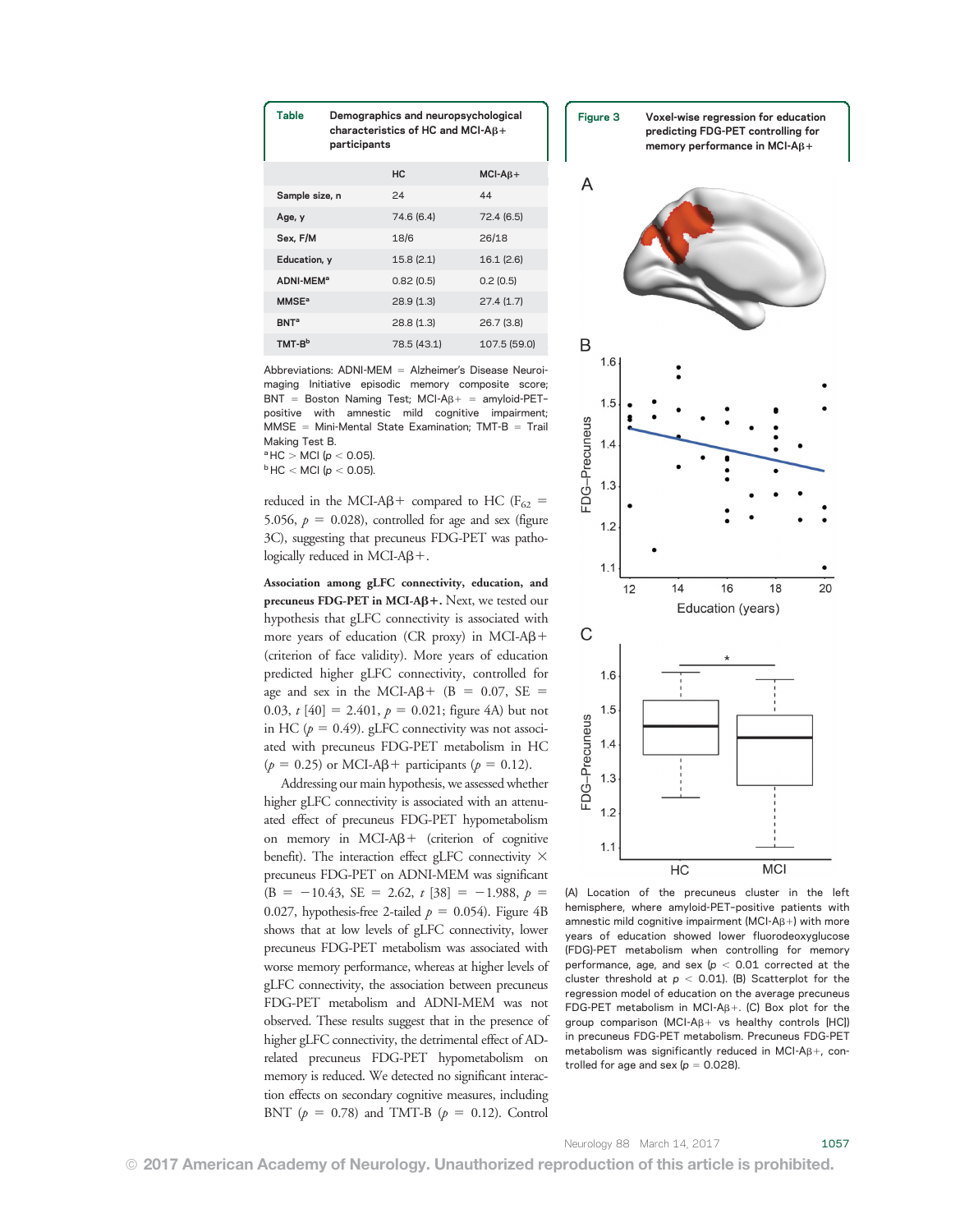**Table** Demographics and neuropsychological characteristics of HC and MCI-Aβ+ participants

| | HC | MCI-Aβ+ |
|---|---|---|
| Sample size, n | 24 | 44 |
| Age, y | 74.6 (6.4) | 72.4 (6.5) |
| Sex, F/M | 18/6 | 26/18 |
| Education, y | 15.8 (2.1) | 16.1 (2.6) |
| ADNI-MEM[a] | 0.82 (0.5) | 0.2 (0.5) |
| MMSE[a] | 28.9 (1.3) | 27.4 (1.7) |
| BNT[a] | 28.8 (1.3) | 26.7 (3.8) |
| TMT-B[b] | 78.5 (43.1) | 107.5 (59.0) |

Abbreviations: ADNI-MEM = Alzheimer's Disease Neuroimaging Initiative episodic memory composite score; BNT = Boston Naming Test; MCI-Aβ+ = amyloid-PET-positive with amnestic mild cognitive impairment; MMSE = Mini-Mental State Examination; TMT-B = Trail Making Test B.
[a] HC > MCI ($p < 0.05$).
[b] HC < MCI ($p < 0.05$).

reduced in the MCI-Aβ+ compared to HC ($F_{62}$ = 5.056, $p$ = 0.028), controlled for age and sex (figure 3C), suggesting that precuneus FDG-PET was pathologically reduced in MCI-Aβ+.

**Association among gLFC connectivity, education, and precuneus FDG-PET in MCI-Aβ+.** Next, we tested our hypothesis that gLFC connectivity is associated with more years of education (CR proxy) in MCI-Aβ+ (criterion of face validity). More years of education predicted higher gLFC connectivity, controlled for age and sex in the MCI-Aβ+ (B = 0.07, SE = 0.03, $t$ [40] = 2.401, $p$ = 0.021; figure 4A) but not in HC ($p$ = 0.49). gLFC connectivity was not associated with precuneus FDG-PET metabolism in HC ($p$ = 0.25) or MCI-Aβ+ participants ($p$ = 0.12).

Addressing our main hypothesis, we assessed whether higher gLFC connectivity is associated with an attenuated effect of precuneus FDG-PET hypometabolism on memory in MCI-Aβ+ (criterion of cognitive benefit). The interaction effect gLFC connectivity × precuneus FDG-PET on ADNI-MEM was significant (B = −10.43, SE = 2.62, $t$ [38] = −1.988, $p$ = 0.027, hypothesis-free 2-tailed $p$ = 0.054). Figure 4B shows that at low levels of gLFC connectivity, lower precuneus FDG-PET metabolism was associated with worse memory performance, whereas at higher levels of gLFC connectivity, the association between precuneus FDG-PET metabolism and ADNI-MEM was not observed. These results suggest that in the presence of higher gLFC connectivity, the detrimental effect of AD-related precuneus FDG-PET hypometabolism on memory is reduced. We detected no significant interaction effects on secondary cognitive measures, including BNT ($p$ = 0.78) and TMT-B ($p$ = 0.12). Control

**Figure 3** Voxel-wise regression for education predicting FDG-PET controlling for memory performance in MCI-Aβ+

(A) Location of the precuneus cluster in the left hemisphere, where amyloid-PET-positive patients with amnestic mild cognitive impairment (MCI-Aβ+) with more years of education showed lower fluorodeoxyglucose (FDG)-PET metabolism when controlling for memory performance, age, and sex ($p < 0.01$ corrected at the cluster threshold at $p < 0.01$). (B) Scatterplot for the regression model of education on the average precuneus FDG-PET metabolism in MCI-Aβ+. (C) Box plot for the group comparison (MCI-Aβ+ vs healthy controls [HC]) in precuneus FDG-PET metabolism. Precuneus FDG-PET metabolism was significantly reduced in MCI-Aβ+, controlled for age and sex ($p$ = 0.028).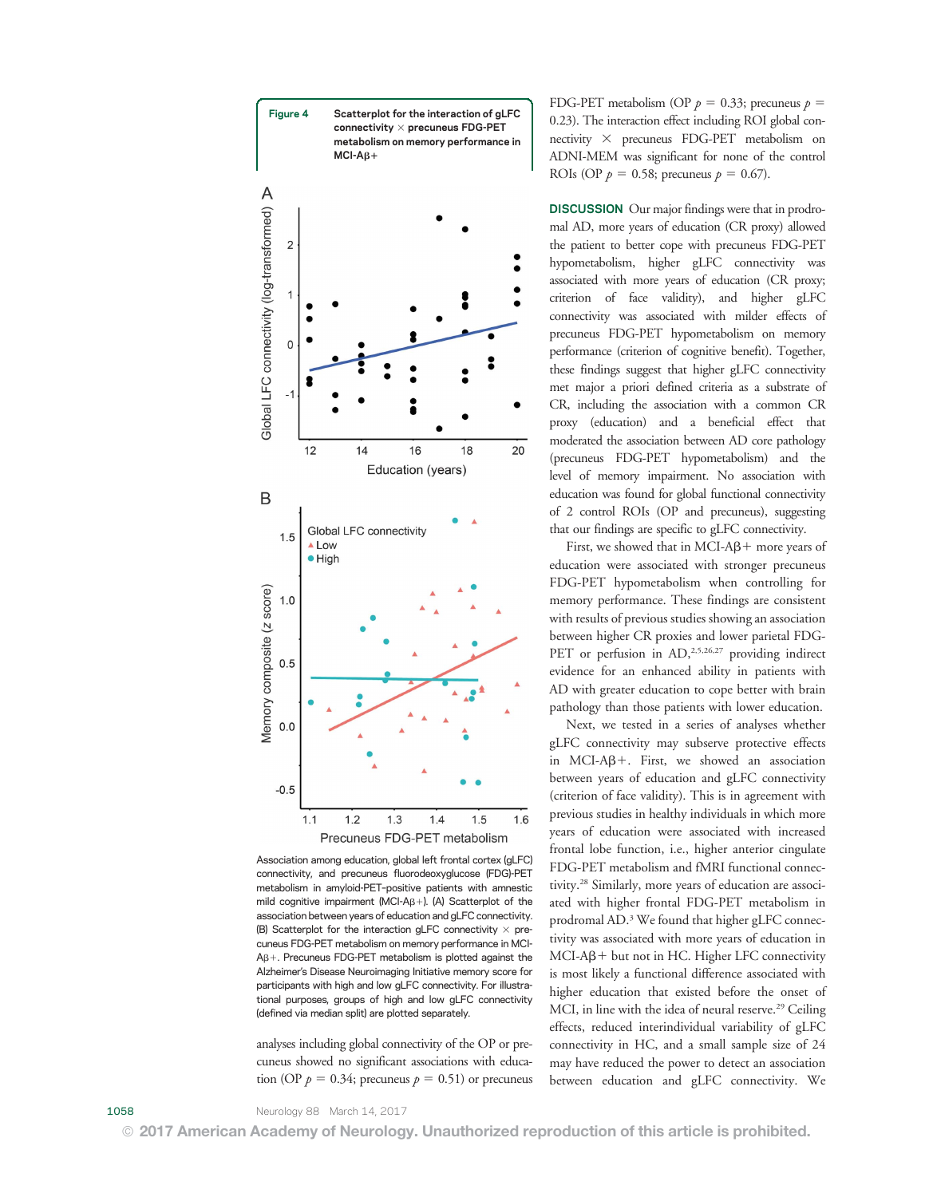**Figure 4** Scatterplot for the interaction of gLFC connectivity × precuneus FDG-PET metabolism on memory performance in MCI-Aβ+

Association among education, global left frontal cortex (gLFC) connectivity, and precuneus fluorodeoxyglucose (FDG)-PET metabolism in amyloid-PET–positive patients with amnestic mild cognitive impairment (MCI-Aβ+). (A) Scatterplot of the association between years of education and gLFC connectivity. (B) Scatterplot for the interaction gLFC connectivity × precuneus FDG-PET metabolism on memory performance in MCI-Aβ+. Precuneus FDG-PET metabolism is plotted against the Alzheimer's Disease Neuroimaging Initiative memory score for participants with high and low gLFC connectivity. For illustrational purposes, groups of high and low gLFC connectivity (defined via median split) are plotted separately.

analyses including global connectivity of the OP or precuneus showed no significant associations with education (OP $p = 0.34$; precuneus $p = 0.51$) or precuneus FDG-PET metabolism (OP $p = 0.33$; precuneus $p = 0.23$). The interaction effect including ROI global connectivity × precuneus FDG-PET metabolism on ADNI-MEM was significant for none of the control ROIs (OP $p = 0.58$; precuneus $p = 0.67$).

**DISCUSSION** Our major findings were that in prodromal AD, more years of education (CR proxy) allowed the patient to better cope with precuneus FDG-PET hypometabolism, higher gLFC connectivity was associated with more years of education (CR proxy; criterion of face validity), and higher gLFC connectivity was associated with milder effects of precuneus FDG-PET hypometabolism on memory performance (criterion of cognitive benefit). Together, these findings suggest that higher gLFC connectivity met major a priori defined criteria as a substrate of CR, including the association with a common CR proxy (education) and a beneficial effect that moderated the association between AD core pathology (precuneus FDG-PET hypometabolism) and the level of memory impairment. No association with education was found for global functional connectivity of 2 control ROIs (OP and precuneus), suggesting that our findings are specific to gLFC connectivity.

First, we showed that in MCI-Aβ+ more years of education were associated with stronger precuneus FDG-PET hypometabolism when controlling for memory performance. These findings are consistent with results of previous studies showing an association between higher CR proxies and lower parietal FDG-PET or perfusion in AD,[2,5,26,27] providing indirect evidence for an enhanced ability in patients with AD with greater education to cope better with brain pathology than those patients with lower education.

Next, we tested in a series of analyses whether gLFC connectivity may subserve protective effects in MCI-Aβ+. First, we showed an association between years of education and gLFC connectivity (criterion of face validity). This is in agreement with previous studies in healthy individuals in which more years of education were associated with increased frontal lobe function, i.e., higher anterior cingulate FDG-PET metabolism and fMRI functional connectivity.[28] Similarly, more years of education are associated with higher frontal FDG-PET metabolism in prodromal AD.[3] We found that higher gLFC connectivity was associated with more years of education in MCI-Aβ+ but not in HC. Higher LFC connectivity is most likely a functional difference associated with higher education that existed before the onset of MCI, in line with the idea of neural reserve.[29] Ceiling effects, reduced interindividual variability of gLFC connectivity in HC, and a small sample size of 24 may have reduced the power to detect an association between education and gLFC connectivity. We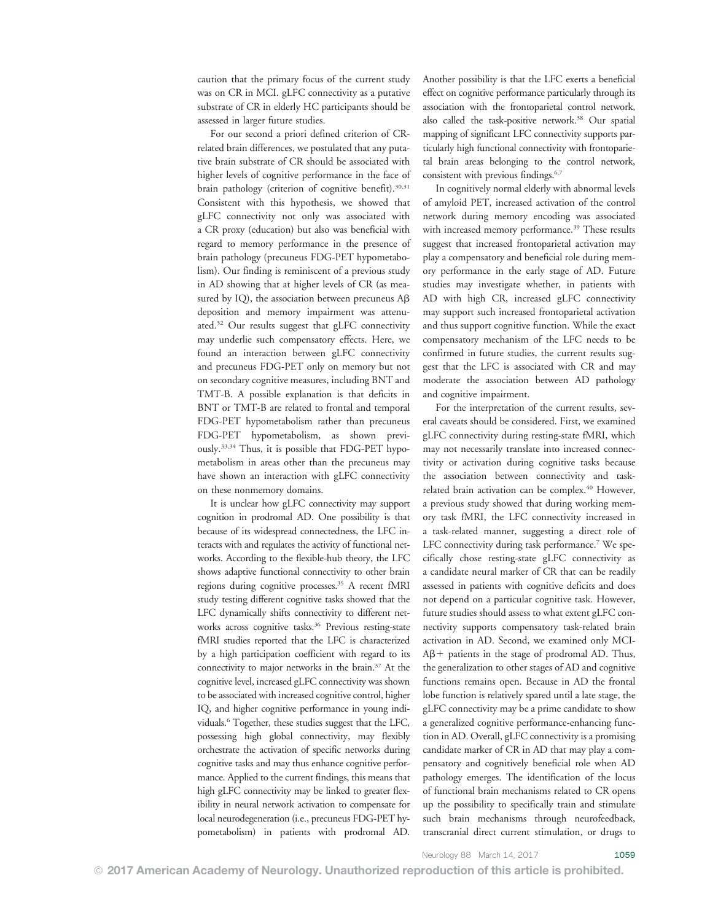caution that the primary focus of the current study was on CR in MCI. gLFC connectivity as a putative substrate of CR in elderly HC participants should be assessed in larger future studies.

For our second a priori defined criterion of CR-related brain differences, we postulated that any putative brain substrate of CR should be associated with higher levels of cognitive performance in the face of brain pathology (criterion of cognitive benefit).[30,31] Consistent with this hypothesis, we showed that gLFC connectivity not only was associated with a CR proxy (education) but also was beneficial with regard to memory performance in the presence of brain pathology (precuneus FDG-PET hypometabolism). Our finding is reminiscent of a previous study in AD showing that at higher levels of CR (as measured by IQ), the association between precuneus Aβ deposition and memory impairment was attenuated.[32] Our results suggest that gLFC connectivity may underlie such compensatory effects. Here, we found an interaction between gLFC connectivity and precuneus FDG-PET only on memory but not on secondary cognitive measures, including BNT and TMT-B. A possible explanation is that deficits in BNT or TMT-B are related to frontal and temporal FDG-PET hypometabolism rather than precuneus FDG-PET hypometabolism, as shown previously.[33,34] Thus, it is possible that FDG-PET hypometabolism in areas other than the precuneus may have shown an interaction with gLFC connectivity on these nonmemory domains.

It is unclear how gLFC connectivity may support cognition in prodromal AD. One possibility is that because of its widespread connectedness, the LFC interacts with and regulates the activity of functional networks. According to the flexible-hub theory, the LFC shows adaptive functional connectivity to other brain regions during cognitive processes.[35] A recent fMRI study testing different cognitive tasks showed that the LFC dynamically shifts connectivity to different networks across cognitive tasks.[36] Previous resting-state fMRI studies reported that the LFC is characterized by a high participation coefficient with regard to its connectivity to major networks in the brain.[37] At the cognitive level, increased gLFC connectivity was shown to be associated with increased cognitive control, higher IQ, and higher cognitive performance in young individuals.[6] Together, these studies suggest that the LFC, possessing high global connectivity, may flexibly orchestrate the activation of specific networks during cognitive tasks and may thus enhance cognitive performance. Applied to the current findings, this means that high gLFC connectivity may be linked to greater flexibility in neural network activation to compensate for local neurodegeneration (i.e., precuneus FDG-PET hypometabolism) in patients with prodromal AD. Another possibility is that the LFC exerts a beneficial effect on cognitive performance particularly through its association with the frontoparietal control network, also called the task-positive network.[38] Our spatial mapping of significant LFC connectivity supports particularly high functional connectivity with frontoparietal brain areas belonging to the control network, consistent with previous findings.[6,7]

In cognitively normal elderly with abnormal levels of amyloid PET, increased activation of the control network during memory encoding was associated with increased memory performance.[39] These results suggest that increased frontoparietal activation may play a compensatory and beneficial role during memory performance in the early stage of AD. Future studies may investigate whether, in patients with AD with high CR, increased gLFC connectivity may support such increased frontoparietal activation and thus support cognitive function. While the exact compensatory mechanism of the LFC needs to be confirmed in future studies, the current results suggest that the LFC is associated with CR and may moderate the association between AD pathology and cognitive impairment.

For the interpretation of the current results, several caveats should be considered. First, we examined gLFC connectivity during resting-state fMRI, which may not necessarily translate into increased connectivity or activation during cognitive tasks because the association between connectivity and task-related brain activation can be complex.[40] However, a previous study showed that during working memory task fMRI, the LFC connectivity increased in a task-related manner, suggesting a direct role of LFC connectivity during task performance.[7] We specifically chose resting-state gLFC connectivity as a candidate neural marker of CR that can be readily assessed in patients with cognitive deficits and does not depend on a particular cognitive task. However, future studies should assess to what extent gLFC connectivity supports compensatory task-related brain activation in AD. Second, we examined only MCI-Aβ+ patients in the stage of prodromal AD. Thus, the generalization to other stages of AD and cognitive functions remains open. Because in AD the frontal lobe function is relatively spared until a late stage, the gLFC connectivity may be a prime candidate to show a generalized cognitive performance-enhancing function in AD. Overall, gLFC connectivity is a promising candidate marker of CR in AD that may play a compensatory and cognitively beneficial role when AD pathology emerges. The identification of the locus of functional brain mechanisms related to CR opens up the possibility to specifically train and stimulate such brain mechanisms through neurofeedback, transcranial direct current stimulation, or drugs to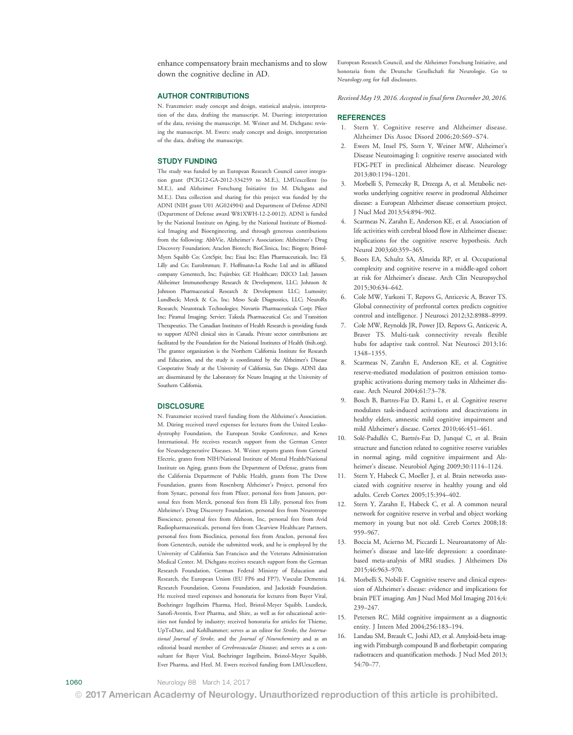enhance compensatory brain mechanisms and to slow down the cognitive decline in AD.

## AUTHOR CONTRIBUTIONS

N. Franzmeier: study concept and design, statistical analysis, interpretation of the data, drafting the manuscript. M. Duering: interpretation of the data, revising the manuscript. M. Weiner and M. Dichgans: revising the manuscript. M. Ewers: study concept and design, interpretation of the data, drafting the manuscript.

## STUDY FUNDING

The study was funded by an European Research Council career integration grant (PCIG12-GA-2012-334259 to M.E.), LMUexcellent (to M.E.), and Alzheimer Forschung Initiative (to M. Dichgans and M.E.). Data collection and sharing for this project was funded by the ADNI (NIH grant U01 AG024904) and Department of Defense ADNI (Department of Defense award W81XWH-12-2-0012). ADNI is funded by the National Institute on Aging, by the National Institute of Biomedical Imaging and Bioengineering, and through generous contributions from the following: AbbVie, Alzheimer's Association; Alzheimer's Drug Discovery Foundation; Araclon Biotech; BioClinica, Inc; Biogen; Bristol-Myers Squibb Co; CereSpir, Inc; Eisai Inc; Elan Pharmaceuticals, Inc; Eli Lilly and Co; EuroImmun; F. Hoffmann-La Roche Ltd and its affiliated company Genentech, Inc; Fujirebio; GE Healthcare; IXICO Ltd; Janssen Alzheimer Immunotherapy Research & Development, LLC; Johnson & Johnson Pharmaceutical Research & Development LLC; Lumosity; Lundbeck; Merck & Co, Inc; Meso Scale Diagnostics, LLC; NeuroRx Research; Neurotrack Technologies; Novartis Pharmaceuticals Corp; Pfizer Inc; Piramal Imaging; Servier; Takeda Pharmaceutical Co; and Transition Therapeutics. The Canadian Institutes of Health Research is providing funds to support ADNI clinical sites in Canada. Private sector contributions are facilitated by the Foundation for the National Institutes of Health (fnih.org). The grantee organization is the Northern California Institute for Research and Education, and the study is coordinated by the Alzheimer's Disease Cooperative Study at the University of California, San Diego. ADNI data are disseminated by the Laboratory for Neuro Imaging at the University of Southern California.

## DISCLOSURE

N. Franzmeier received travel funding from the Alzheimer's Association. M. Düring received travel expenses for lectures from the United Leukodystrophy Foundation, the European Stroke Conference, and Kenes International. He receives research support from the German Center for Neurodegenerative Diseases. M. Weiner reports grants from General Electric, grants from NIH/National Institute of Mental Health/National Institute on Aging, grants from the Department of Defense, grants from the California Department of Public Health, grants from The Drew Foundation, grants from Rosenberg Alzheimer's Project, personal fees from Synarc, personal fees from Pfizer, personal fees from Janssen, personal fees from Merck, personal fees from Eli Lilly, personal fees from Alzheimer's Drug Discovery Foundation, personal fees from Neurotrope Bioscience, personal fees from Alzheon, Inc, personal fees from Avid Radiopharmaceuticals, personal fees from Clearview Healthcare Partners, personal fees from Bioclinica, personal fees from Araclon, personal fees from Genentech, outside the submitted work, and he is employed by the University of California San Francisco and the Veterans Administration Medical Center. M. Dichgans receives research support from the German Research Foundation, German Federal Ministry of Education and Research, the European Union (EU FP6 and FP7), Vascular Dementia Research Foundation, Corona Foundation, and Jackstädt Foundation. He received travel expenses and honoraria for lectures from Bayer Vital, Boehringer Ingelheim Pharma, Heel, Bristol-Meyer Squibb, Lundeck, Sanofi-Aventis, Ever Pharma, and Shire, as well as for educational activities not funded by industry; received honoraria for articles for Thieme, UpToDate, and Kohlhammer; serves as an editor for *Stroke*, the *International Journal of Stroke*, and the *Journal of Neurochemistry* and as an editorial board member of *Cerebrovascular Diseases*; and serves as a consultant for Bayer Vital, Boehringer Ingelheim, Bristol-Meyer Squibb, Ever Pharma, and Heel. M. Ewers received funding from LMUexcellent, European Research Council, and the Alzheimer Forschung Initiative, and honoraria from the Deutsche Gesellschaft für Neurologie. Go to Neurology.org for full disclosures.

*Received May 19, 2016. Accepted in final form December 20, 2016.*

## REFERENCES

1. Stern Y. Cognitive reserve and Alzheimer disease. Alzheimer Dis Assoc Disord 2006;20:S69–S74.
2. Ewers M, Insel PS, Stern Y, Weiner MW, Alzheimer's Disease Neuroimaging I: cognitive reserve associated with FDG-PET in preclinical Alzheimer disease. Neurology 2013;80:1194–1201.
3. Morbelli S, Perneczky R, Drzezga A, et al. Metabolic networks underlying cognitive reserve in prodromal Alzheimer disease: a European Alzheimer disease consortium project. J Nucl Med 2013;54:894–902.
4. Scarmeas N, Zarahn E, Anderson KE, et al. Association of life activities with cerebral blood flow in Alzheimer disease: implications for the cognitive reserve hypothesis. Arch Neurol 2003;60:359–365.
5. Boots EA, Schultz SA, Almeida RP, et al. Occupational complexity and cognitive reserve in a middle-aged cohort at risk for Alzheimer's disease. Arch Clin Neuropsychol 2015;30:634–642.
6. Cole MW, Yarkoni T, Repovs G, Anticevic A, Braver TS. Global connectivity of prefrontal cortex predicts cognitive control and intelligence. J Neurosci 2012;32:8988–8999.
7. Cole MW, Reynolds JR, Power JD, Repovs G, Anticevic A, Braver TS. Multi-task connectivity reveals flexible hubs for adaptive task control. Nat Neurosci 2013;16:1348–1355.
8. Scarmeas N, Zarahn E, Anderson KE, et al. Cognitive reserve-mediated modulation of positron emission tomographic activations during memory tasks in Alzheimer disease. Arch Neurol 2004;61:73–78.
9. Bosch B, Bartres-Faz D, Rami L, et al. Cognitive reserve modulates task-induced activations and deactivations in healthy elders, amnestic mild cognitive impairment and mild Alzheimer's disease. Cortex 2010;46:451–461.
10. Solé-Padullés C, Bartrés-Faz D, Junqué C, et al. Brain structure and function related to cognitive reserve variables in normal aging, mild cognitive impairment and Alzheimer's disease. Neurobiol Aging 2009;30:1114–1124.
11. Stern Y, Habeck C, Moeller J, et al. Brain networks associated with cognitive reserve in healthy young and old adults. Cereb Cortex 2005;15:394–402.
12. Stern Y, Zarahn E, Habeck C, et al. A common neural network for cognitive reserve in verbal and object working memory in young but not old. Cereb Cortex 2008;18:959–967.
13. Boccia M, Acierno M, Piccardi L. Neuroanatomy of Alzheimer's disease and late-life depression: a coordinate-based meta-analysis of MRI studies. J Alzheimers Dis 2015;46:963–970.
14. Morbelli S, Nobili F. Cognitive reserve and clinical expression of Alzheimer's disease: evidence and implications for brain PET imaging. Am J Nucl Med Mol Imaging 2014;4:239–247.
15. Petersen RC. Mild cognitive impairment as a diagnostic entity. J Intern Med 2004;256:183–194.
16. Landau SM, Breault C, Joshi AD, et al. Amyloid-beta imaging with Pittsburgh compound B and florbetapir: comparing radiotracers and quantification methods. J Nucl Med 2013;54:70–77.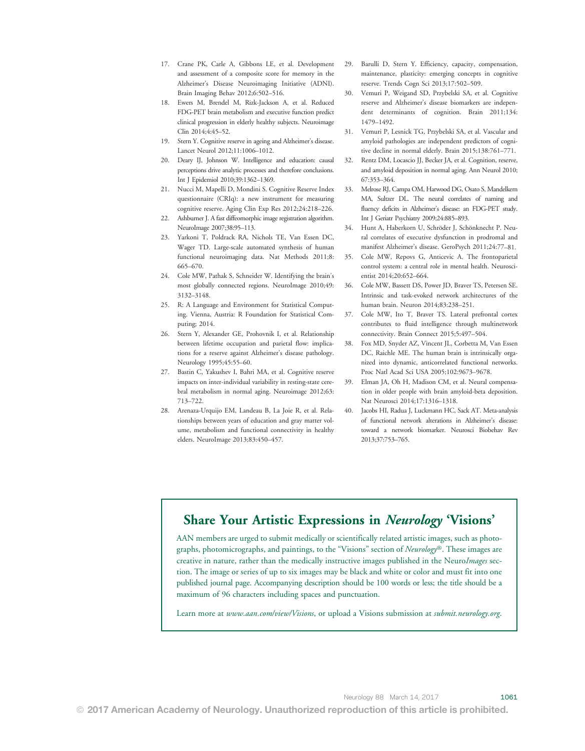17. Crane PK, Carle A, Gibbons LE, et al. Development and assessment of a composite score for memory in the Alzheimer's Disease Neuroimaging Initiative (ADNI). Brain Imaging Behav 2012;6:502–516.
18. Ewers M, Brendel M, Rizk-Jackson A, et al. Reduced FDG-PET brain metabolism and executive function predict clinical progression in elderly healthy subjects. Neuroimage Clin 2014;4:45–52.
19. Stern Y. Cognitive reserve in ageing and Alzheimer's disease. Lancet Neurol 2012;11:1006–1012.
20. Deary IJ, Johnson W. Intelligence and education: causal perceptions drive analytic processes and therefore conclusions. Int J Epidemiol 2010;39:1362–1369.
21. Nucci M, Mapelli D, Mondini S. Cognitive Reserve Index questionnaire (CRIq): a new instrument for measuring cognitive reserve. Aging Clin Exp Res 2012;24:218–226.
22. Ashburner J. A fast diffeomorphic image registration algorithm. NeuroImage 2007;38:95–113.
23. Yarkoni T, Poldrack RA, Nichols TE, Van Essen DC, Wager TD. Large-scale automated synthesis of human functional neuroimaging data. Nat Methods 2011;8: 665–670.
24. Cole MW, Pathak S, Schneider W. Identifying the brain's most globally connected regions. NeuroImage 2010;49: 3132–3148.
25. R: A Language and Environment for Statistical Computing. Vienna, Austria: R Foundation for Statistical Computing; 2014.
26. Stern Y, Alexander GE, Prohovnik I, et al. Relationship between lifetime occupation and parietal flow: implications for a reserve against Alzheimer's disease pathology. Neurology 1995;45:55–60.
27. Bastin C, Yakushev I, Bahri MA, et al. Cognitive reserve impacts on inter-individual variability in resting-state cerebral metabolism in normal aging. Neuroimage 2012;63: 713–722.
28. Arenaza-Urquijo EM, Landeau B, La Joie R, et al. Relationships between years of education and gray matter volume, metabolism and functional connectivity in healthy elders. NeuroImage 2013;83:450–457.
29. Barulli D, Stern Y. Efficiency, capacity, compensation, maintenance, plasticity: emerging concepts in cognitive reserve. Trends Cogn Sci 2013;17:502–509.
30. Vemuri P, Weigand SD, Przybelski SA, et al. Cognitive reserve and Alzheimer's disease biomarkers are independent determinants of cognition. Brain 2011;134: 1479–1492.
31. Vemuri P, Lesnick TG, Przybelski SA, et al. Vascular and amyloid pathologies are independent predictors of cognitive decline in normal elderly. Brain 2015;138:761–771.
32. Rentz DM, Locascio JJ, Becker JA, et al. Cognition, reserve, and amyloid deposition in normal aging. Ann Neurol 2010; 67:353–364.
33. Melrose RJ, Campa OM, Harwood DG, Osato S, Mandelkern MA, Sultzer DL. The neural correlates of naming and fluency deficits in Alzheimer's disease: an FDG-PET study. Int J Geriatr Psychiatry 2009;24:885–893.
34. Hunt A, Haberkorn U, Schröder J, Schönknecht P. Neural correlates of executive dysfunction in prodromal and manifest Alzheimer's disease. GeroPsych 2011;24:77–81.
35. Cole MW, Repovs G, Anticevic A. The frontoparietal control system: a central role in mental health. Neuroscientist 2014;20:652–664.
36. Cole MW, Bassett DS, Power JD, Braver TS, Petersen SE. Intrinsic and task-evoked network architectures of the human brain. Neuron 2014;83:238–251.
37. Cole MW, Ito T, Braver TS. Lateral prefrontal cortex contributes to fluid intelligence through multinetwork connectivity. Brain Connect 2015;5:497–504.
38. Fox MD, Snyder AZ, Vincent JL, Corbetta M, Van Essen DC, Raichle ME. The human brain is intrinsically organized into dynamic, anticorrelated functional networks. Proc Natl Acad Sci USA 2005;102:9673–9678.
39. Elman JA, Oh H, Madison CM, et al. Neural compensation in older people with brain amyloid-beta deposition. Nat Neurosci 2014;17:1316–1318.
40. Jacobs HI, Radua J, Luckmann HC, Sack AT. Meta-analysis of functional network alterations in Alzheimer's disease: toward a network biomarker. Neurosci Biobehav Rev 2013;37:753–765.

## Share Your Artistic Expressions in *Neurology* 'Visions'

AAN members are urged to submit medically or scientifically related artistic images, such as photographs, photomicrographs, and paintings, to the "Visions" section of *Neurology*®. These images are creative in nature, rather than the medically instructive images published in the Neuro*Images* section. The image or series of up to six images may be black and white or color and must fit into one published journal page. Accompanying description should be 100 words or less; the title should be a maximum of 96 characters including spaces and punctuation.

Learn more at *www.aan.com/view/Visions*, or upload a Visions submission at *submit.neurology.org*.